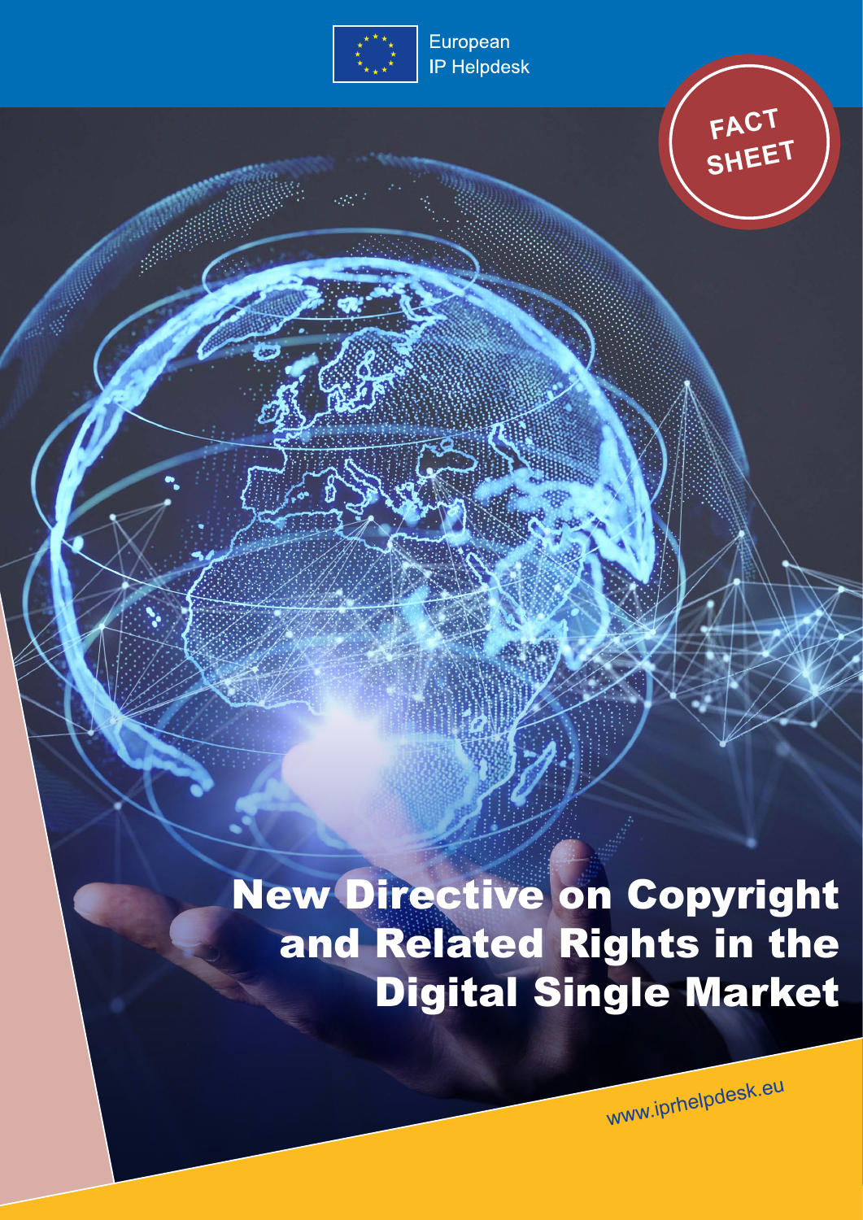European
IP Helpdesk

FACT SHEET

# New Directive on Copyright and Related Rights in the Digital Single Market

www.iprhelpdesk.eu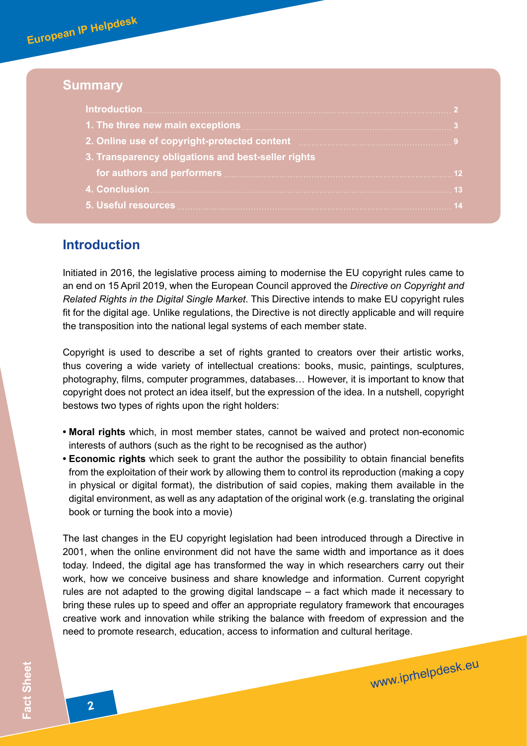## Summary

| | |
|---|---|
| Introduction | 2 |
| 1. The three new main exceptions | 3 |
| 2. Online use of copyright-protected content | 9 |
| 3. Transparency obligations and best-seller rights for authors and performers | 12 |
| 4. Conclusion | 13 |
| 5. Useful resources | 14 |

## Introduction

Initiated in 2016, the legislative process aiming to modernise the EU copyright rules came to an end on 15 April 2019, when the European Council approved the *Directive on Copyright and Related Rights in the Digital Single Market*. This Directive intends to make EU copyright rules fit for the digital age. Unlike regulations, the Directive is not directly applicable and will require the transposition into the national legal systems of each member state.

Copyright is used to describe a set of rights granted to creators over their artistic works, thus covering a wide variety of intellectual creations: books, music, paintings, sculptures, photography, films, computer programmes, databases… However, it is important to know that copyright does not protect an idea itself, but the expression of the idea. In a nutshell, copyright bestows two types of rights upon the right holders:

- **Moral rights** which, in most member states, cannot be waived and protect non-economic interests of authors (such as the right to be recognised as the author)
- **Economic rights** which seek to grant the author the possibility to obtain financial benefits from the exploitation of their work by allowing them to control its reproduction (making a copy in physical or digital format), the distribution of said copies, making them available in the digital environment, as well as any adaptation of the original work (e.g. translating the original book or turning the book into a movie)

The last changes in the EU copyright legislation had been introduced through a Directive in 2001, when the online environment did not have the same width and importance as it does today. Indeed, the digital age has transformed the way in which researchers carry out their work, how we conceive business and share knowledge and information. Current copyright rules are not adapted to the growing digital landscape – a fact which made it necessary to bring these rules up to speed and offer an appropriate regulatory framework that encourages creative work and innovation while striking the balance with freedom of expression and the need to promote research, education, access to information and cultural heritage.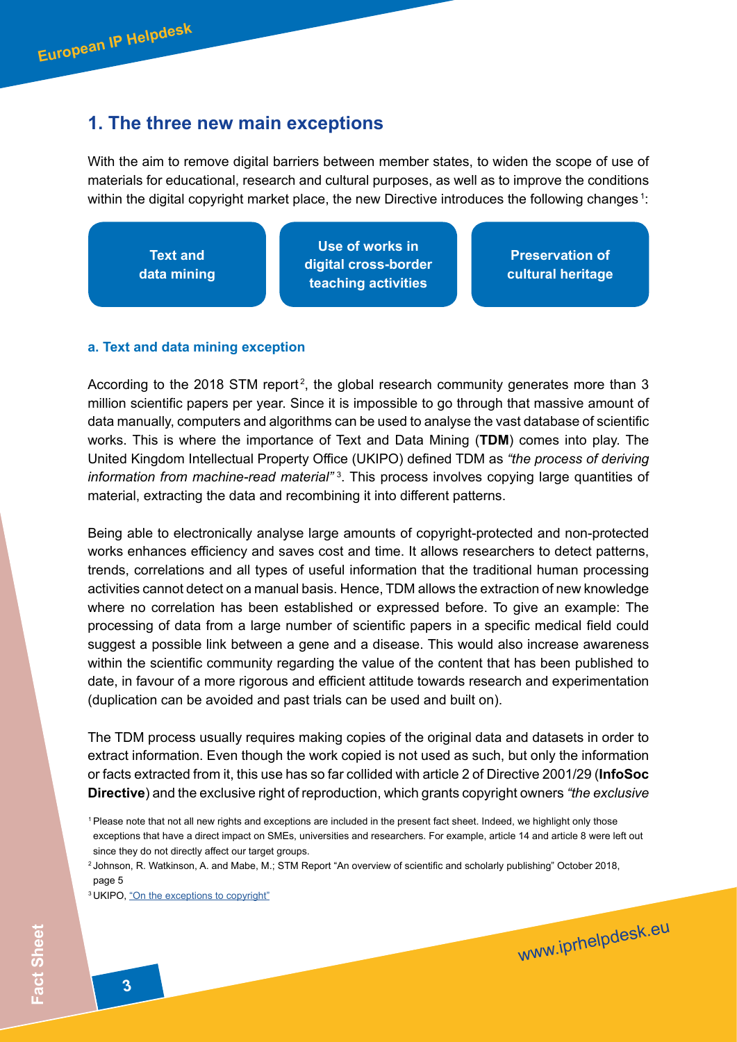## 1. The three new main exceptions

With the aim to remove digital barriers between member states, to widen the scope of use of materials for educational, research and cultural purposes, as well as to improve the conditions within the digital copyright market place, the new Directive introduces the following changes[1]:

- **Text and data mining**
- **Use of works in digital cross-border teaching activities**
- **Preservation of cultural heritage**

### a. Text and data mining exception

According to the 2018 STM report[2], the global research community generates more than 3 million scientific papers per year. Since it is impossible to go through that massive amount of data manually, computers and algorithms can be used to analyse the vast database of scientific works. This is where the importance of Text and Data Mining (**TDM**) comes into play. The United Kingdom Intellectual Property Office (UKIPO) defined TDM as *"the process of deriving information from machine-read material"*[3]. This process involves copying large quantities of material, extracting the data and recombining it into different patterns.

Being able to electronically analyse large amounts of copyright-protected and non-protected works enhances efficiency and saves cost and time. It allows researchers to detect patterns, trends, correlations and all types of useful information that the traditional human processing activities cannot detect on a manual basis. Hence, TDM allows the extraction of new knowledge where no correlation has been established or expressed before. To give an example: The processing of data from a large number of scientific papers in a specific medical field could suggest a possible link between a gene and a disease. This would also increase awareness within the scientific community regarding the value of the content that has been published to date, in favour of a more rigorous and efficient attitude towards research and experimentation (duplication can be avoided and past trials can be used and built on).

The TDM process usually requires making copies of the original data and datasets in order to extract information. Even though the work copied is not used as such, but only the information or facts extracted from it, this use has so far collided with article 2 of Directive 2001/29 (**InfoSoc Directive**) and the exclusive right of reproduction, which grants copyright owners *"the exclusive*

[1] Please note that not all new rights and exceptions are included in the present fact sheet. Indeed, we highlight only those exceptions that have a direct impact on SMEs, universities and researchers. For example, article 14 and article 8 were left out since they do not directly affect our target groups.

[2] Johnson, R. Watkinson, A. and Mabe, M.; STM Report "An overview of scientific and scholarly publishing" October 2018, page 5

[3] UKIPO, "On the exceptions to copyright"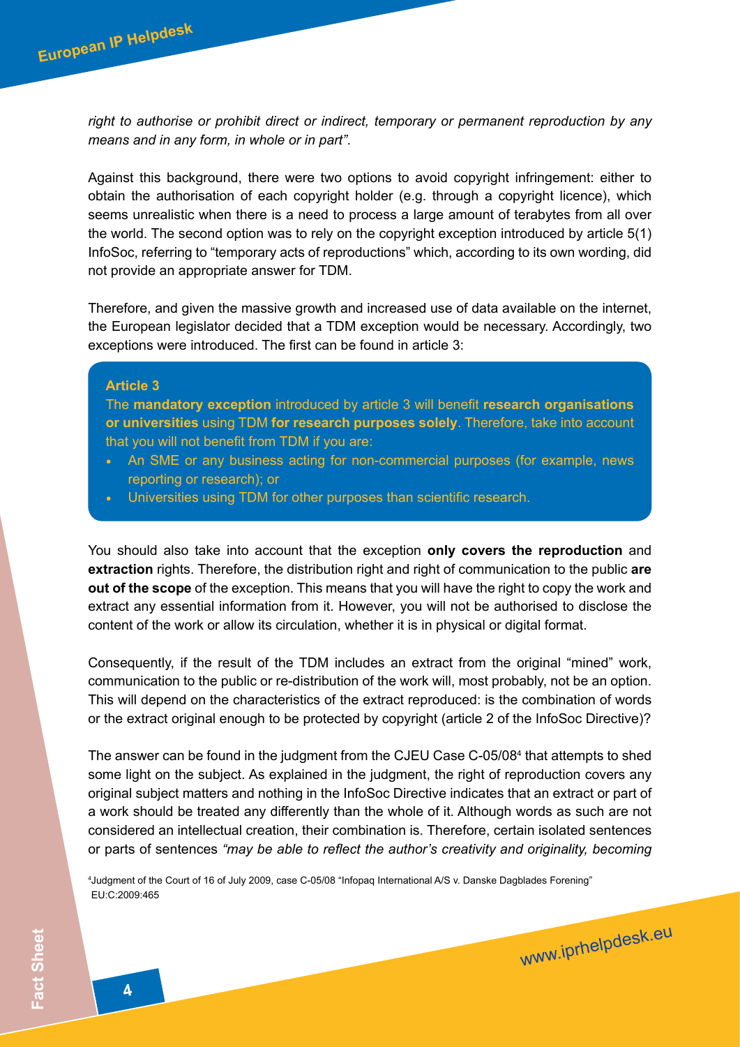*right to authorise or prohibit direct or indirect, temporary or permanent reproduction by any means and in any form, in whole or in part"*.

Against this background, there were two options to avoid copyright infringement: either to obtain the authorisation of each copyright holder (e.g. through a copyright licence), which seems unrealistic when there is a need to process a large amount of terabytes from all over the world. The second option was to rely on the copyright exception introduced by article 5(1) InfoSoc, referring to "temporary acts of reproductions" which, according to its own wording, did not provide an appropriate answer for TDM.

Therefore, and given the massive growth and increased use of data available on the internet, the European legislator decided that a TDM exception would be necessary. Accordingly, two exceptions were introduced. The first can be found in article 3:

> **Article 3**
>
> The **mandatory exception** introduced by article 3 will benefit **research organisations or universities** using TDM **for research purposes solely**. Therefore, take into account that you will not benefit from TDM if you are:
>
> - An SME or any business acting for non-commercial purposes (for example, news reporting or research); or
> - Universities using TDM for other purposes than scientific research.

You should also take into account that the exception **only covers the reproduction** and **extraction** rights. Therefore, the distribution right and right of communication to the public **are out of the scope** of the exception. This means that you will have the right to copy the work and extract any essential information from it. However, you will not be authorised to disclose the content of the work or allow its circulation, whether it is in physical or digital format.

Consequently, if the result of the TDM includes an extract from the original "mined" work, communication to the public or re-distribution of the work will, most probably, not be an option. This will depend on the characteristics of the extract reproduced: is the combination of words or the extract original enough to be protected by copyright (article 2 of the InfoSoc Directive)?

The answer can be found in the judgment from the CJEU Case C-05/08[4] that attempts to shed some light on the subject. As explained in the judgment, the right of reproduction covers any original subject matters and nothing in the InfoSoc Directive indicates that an extract or part of a work should be treated any differently than the whole of it. Although words as such are not considered an intellectual creation, their combination is. Therefore, certain isolated sentences or parts of sentences *"may be able to reflect the author's creativity and originality, becoming*

[4] Judgment of the Court of 16 of July 2009, case C-05/08 "Infopaq International A/S v. Danske Dagblades Forening" EU:C:2009:465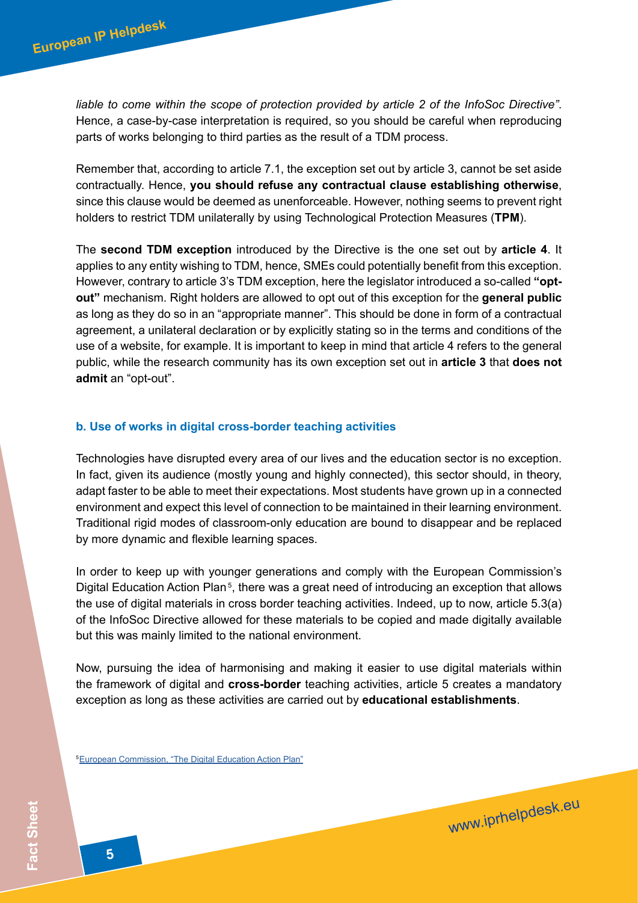*liable to come within the scope of protection provided by article 2 of the InfoSoc Directive"*. Hence, a case-by-case interpretation is required, so you should be careful when reproducing parts of works belonging to third parties as the result of a TDM process.

Remember that, according to article 7.1, the exception set out by article 3, cannot be set aside contractually. Hence, **you should refuse any contractual clause establishing otherwise**, since this clause would be deemed as unenforceable. However, nothing seems to prevent right holders to restrict TDM unilaterally by using Technological Protection Measures (**TPM**).

The **second TDM exception** introduced by the Directive is the one set out by **article 4**. It applies to any entity wishing to TDM, hence, SMEs could potentially benefit from this exception. However, contrary to article 3's TDM exception, here the legislator introduced a so-called **"opt-out"** mechanism. Right holders are allowed to opt out of this exception for the **general public** as long as they do so in an "appropriate manner". This should be done in form of a contractual agreement, a unilateral declaration or by explicitly stating so in the terms and conditions of the use of a website, for example. It is important to keep in mind that article 4 refers to the general public, while the research community has its own exception set out in **article 3** that **does not admit** an "opt-out".

### b. Use of works in digital cross-border teaching activities

Technologies have disrupted every area of our lives and the education sector is no exception. In fact, given its audience (mostly young and highly connected), this sector should, in theory, adapt faster to be able to meet their expectations. Most students have grown up in a connected environment and expect this level of connection to be maintained in their learning environment. Traditional rigid modes of classroom-only education are bound to disappear and be replaced by more dynamic and flexible learning spaces.

In order to keep up with younger generations and comply with the European Commission's Digital Education Action Plan[5], there was a great need of introducing an exception that allows the use of digital materials in cross border teaching activities. Indeed, up to now, article 5.3(a) of the InfoSoc Directive allowed for these materials to be copied and made digitally available but this was mainly limited to the national environment.

Now, pursuing the idea of harmonising and making it easier to use digital materials within the framework of digital and **cross-border** teaching activities, article 5 creates a mandatory exception as long as these activities are carried out by **educational establishments**.

[5] European Commission, "The Digital Education Action Plan"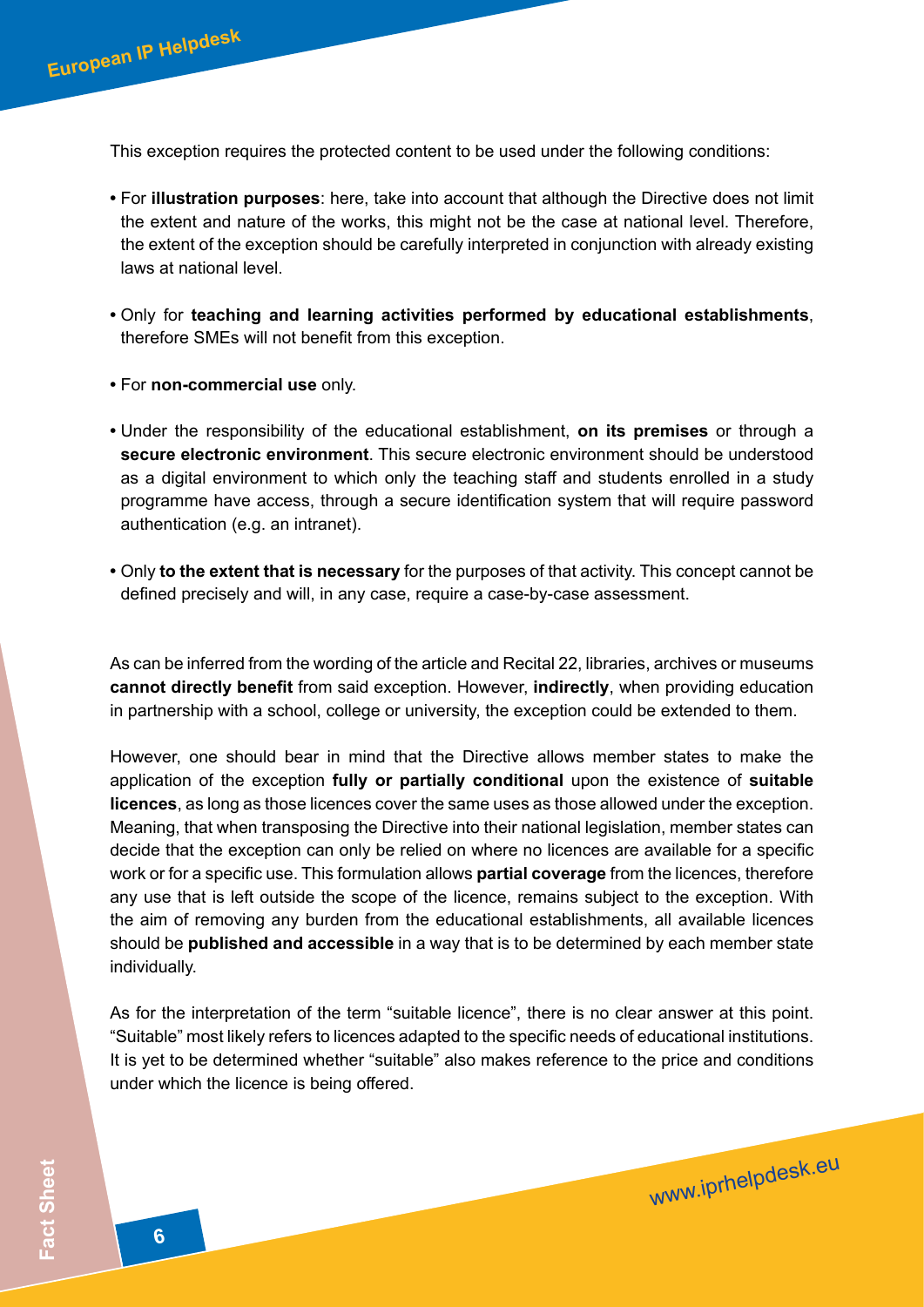This exception requires the protected content to be used under the following conditions:

- For **illustration purposes**: here, take into account that although the Directive does not limit the extent and nature of the works, this might not be the case at national level. Therefore, the extent of the exception should be carefully interpreted in conjunction with already existing laws at national level.
- Only for **teaching and learning activities performed by educational establishments**, therefore SMEs will not benefit from this exception.
- For **non-commercial use** only.
- Under the responsibility of the educational establishment, **on its premises** or through a **secure electronic environment**. This secure electronic environment should be understood as a digital environment to which only the teaching staff and students enrolled in a study programme have access, through a secure identification system that will require password authentication (e.g. an intranet).
- Only **to the extent that is necessary** for the purposes of that activity. This concept cannot be defined precisely and will, in any case, require a case-by-case assessment.

As can be inferred from the wording of the article and Recital 22, libraries, archives or museums **cannot directly benefit** from said exception. However, **indirectly**, when providing education in partnership with a school, college or university, the exception could be extended to them.

However, one should bear in mind that the Directive allows member states to make the application of the exception **fully or partially conditional** upon the existence of **suitable licences**, as long as those licences cover the same uses as those allowed under the exception. Meaning, that when transposing the Directive into their national legislation, member states can decide that the exception can only be relied on where no licences are available for a specific work or for a specific use. This formulation allows **partial coverage** from the licences, therefore any use that is left outside the scope of the licence, remains subject to the exception. With the aim of removing any burden from the educational establishments, all available licences should be **published and accessible** in a way that is to be determined by each member state individually.

As for the interpretation of the term "suitable licence", there is no clear answer at this point. "Suitable" most likely refers to licences adapted to the specific needs of educational institutions. It is yet to be determined whether "suitable" also makes reference to the price and conditions under which the licence is being offered.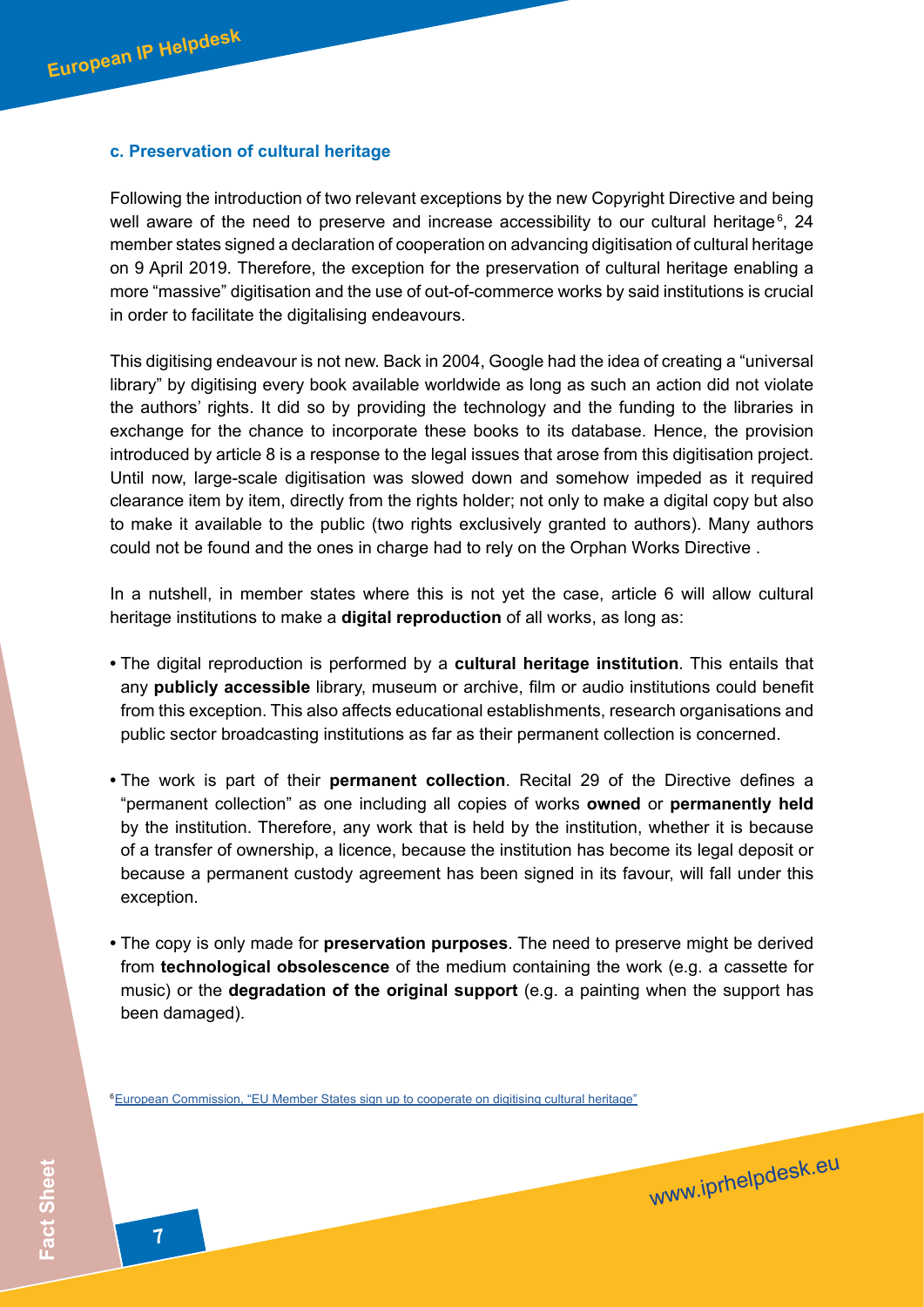### c. Preservation of cultural heritage

Following the introduction of two relevant exceptions by the new Copyright Directive and being well aware of the need to preserve and increase accessibility to our cultural heritage[6], 24 member states signed a declaration of cooperation on advancing digitisation of cultural heritage on 9 April 2019. Therefore, the exception for the preservation of cultural heritage enabling a more "massive" digitisation and the use of out-of-commerce works by said institutions is crucial in order to facilitate the digitalising endeavours.

This digitising endeavour is not new. Back in 2004, Google had the idea of creating a "universal library" by digitising every book available worldwide as long as such an action did not violate the authors' rights. It did so by providing the technology and the funding to the libraries in exchange for the chance to incorporate these books to its database. Hence, the provision introduced by article 8 is a response to the legal issues that arose from this digitisation project. Until now, large-scale digitisation was slowed down and somehow impeded as it required clearance item by item, directly from the rights holder; not only to make a digital copy but also to make it available to the public (two rights exclusively granted to authors). Many authors could not be found and the ones in charge had to rely on the Orphan Works Directive .

In a nutshell, in member states where this is not yet the case, article 6 will allow cultural heritage institutions to make a **digital reproduction** of all works, as long as:

- The digital reproduction is performed by a **cultural heritage institution**. This entails that any **publicly accessible** library, museum or archive, film or audio institutions could benefit from this exception. This also affects educational establishments, research organisations and public sector broadcasting institutions as far as their permanent collection is concerned.

- The work is part of their **permanent collection**. Recital 29 of the Directive defines a "permanent collection" as one including all copies of works **owned** or **permanently held** by the institution. Therefore, any work that is held by the institution, whether it is because of a transfer of ownership, a licence, because the institution has become its legal deposit or because a permanent custody agreement has been signed in its favour, will fall under this exception.

- The copy is only made for **preservation purposes**. The need to preserve might be derived from **technological obsolescence** of the medium containing the work (e.g. a cassette for music) or the **degradation of the original support** (e.g. a painting when the support has been damaged).

[6] European Commission, "EU Member States sign up to cooperate on digitising cultural heritage"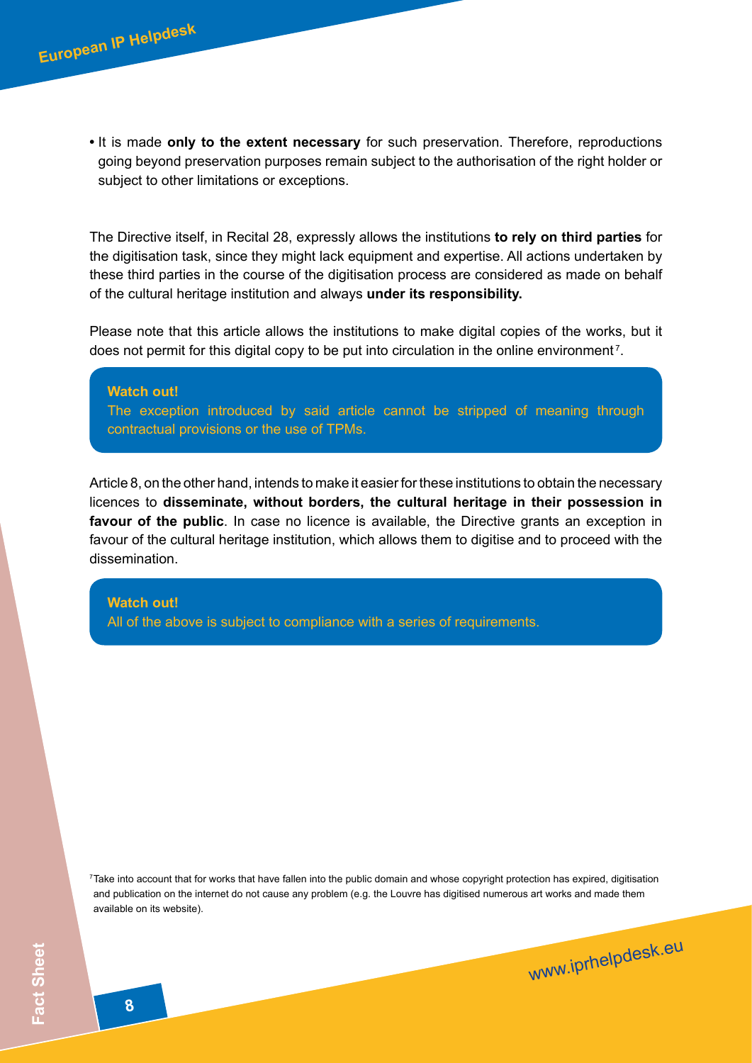- It is made **only to the extent necessary** for such preservation. Therefore, reproductions going beyond preservation purposes remain subject to the authorisation of the right holder or subject to other limitations or exceptions.

The Directive itself, in Recital 28, expressly allows the institutions **to rely on third parties** for the digitisation task, since they might lack equipment and expertise. All actions undertaken by these third parties in the course of the digitisation process are considered as made on behalf of the cultural heritage institution and always **under its responsibility.**

Please note that this article allows the institutions to make digital copies of the works, but it does not permit for this digital copy to be put into circulation in the online environment[7].

> **Watch out!**
> The exception introduced by said article cannot be stripped of meaning through contractual provisions or the use of TPMs.

Article 8, on the other hand, intends to make it easier for these institutions to obtain the necessary licences to **disseminate, without borders, the cultural heritage in their possession in favour of the public**. In case no licence is available, the Directive grants an exception in favour of the cultural heritage institution, which allows them to digitise and to proceed with the dissemination.

> **Watch out!**
> All of the above is subject to compliance with a series of requirements.

[7] Take into account that for works that have fallen into the public domain and whose copyright protection has expired, digitisation and publication on the internet do not cause any problem (e.g. the Louvre has digitised numerous art works and made them available on its website).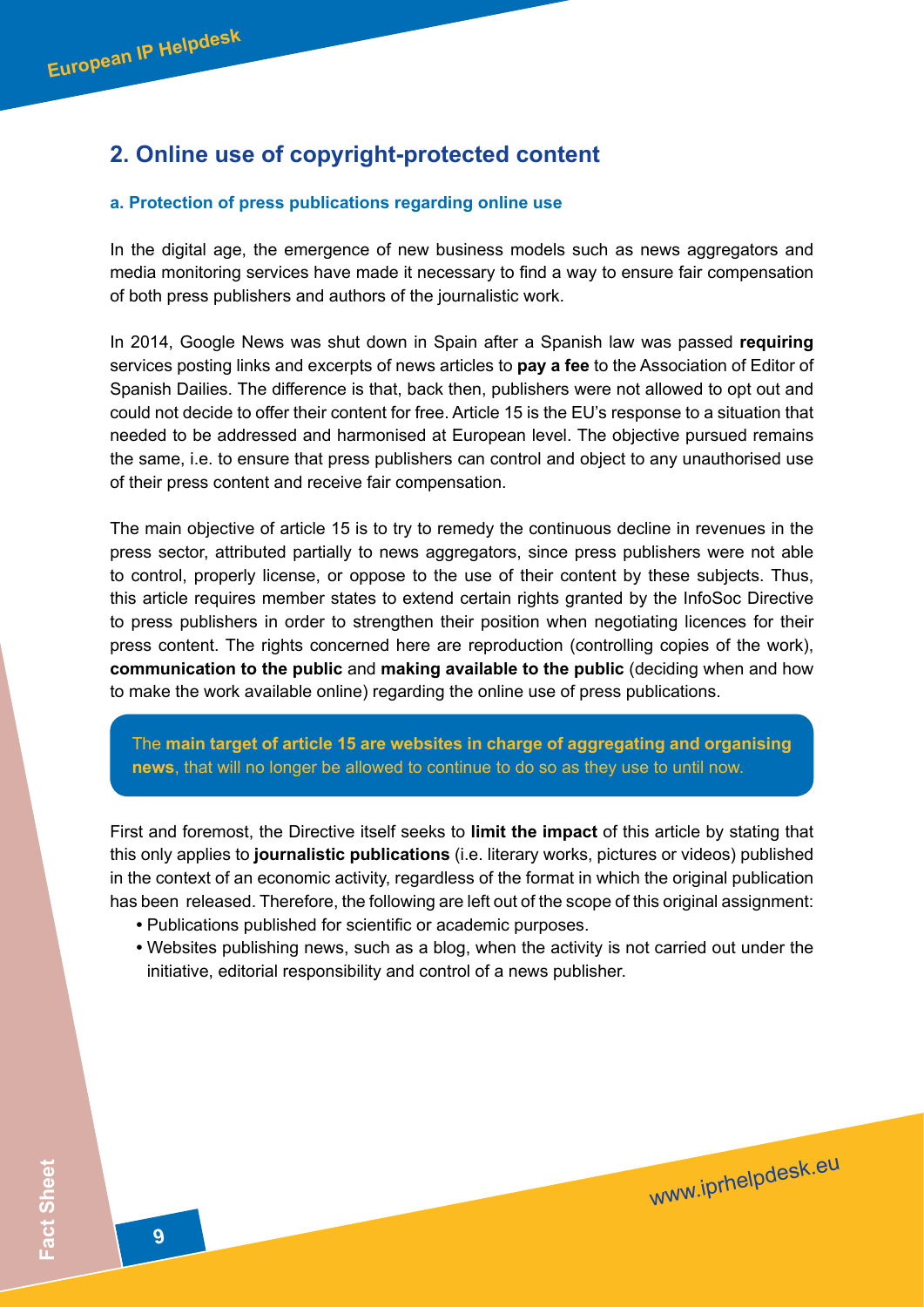## 2. Online use of copyright-protected content

### a. Protection of press publications regarding online use

In the digital age, the emergence of new business models such as news aggregators and media monitoring services have made it necessary to find a way to ensure fair compensation of both press publishers and authors of the journalistic work.

In 2014, Google News was shut down in Spain after a Spanish law was passed **requiring** services posting links and excerpts of news articles to **pay a fee** to the Association of Editor of Spanish Dailies. The difference is that, back then, publishers were not allowed to opt out and could not decide to offer their content for free. Article 15 is the EU's response to a situation that needed to be addressed and harmonised at European level. The objective pursued remains the same, i.e. to ensure that press publishers can control and object to any unauthorised use of their press content and receive fair compensation.

The main objective of article 15 is to try to remedy the continuous decline in revenues in the press sector, attributed partially to news aggregators, since press publishers were not able to control, properly license, or oppose to the use of their content by these subjects. Thus, this article requires member states to extend certain rights granted by the InfoSoc Directive to press publishers in order to strengthen their position when negotiating licences for their press content. The rights concerned here are reproduction (controlling copies of the work), **communication to the public** and **making available to the public** (deciding when and how to make the work available online) regarding the online use of press publications.

The **main target of article 15 are websites in charge of aggregating and organising news**, that will no longer be allowed to continue to do so as they use to until now.

First and foremost, the Directive itself seeks to **limit the impact** of this article by stating that this only applies to **journalistic publications** (i.e. literary works, pictures or videos) published in the context of an economic activity, regardless of the format in which the original publication has been released. Therefore, the following are left out of the scope of this original assignment:

- Publications published for scientific or academic purposes.
- Websites publishing news, such as a blog, when the activity is not carried out under the initiative, editorial responsibility and control of a news publisher.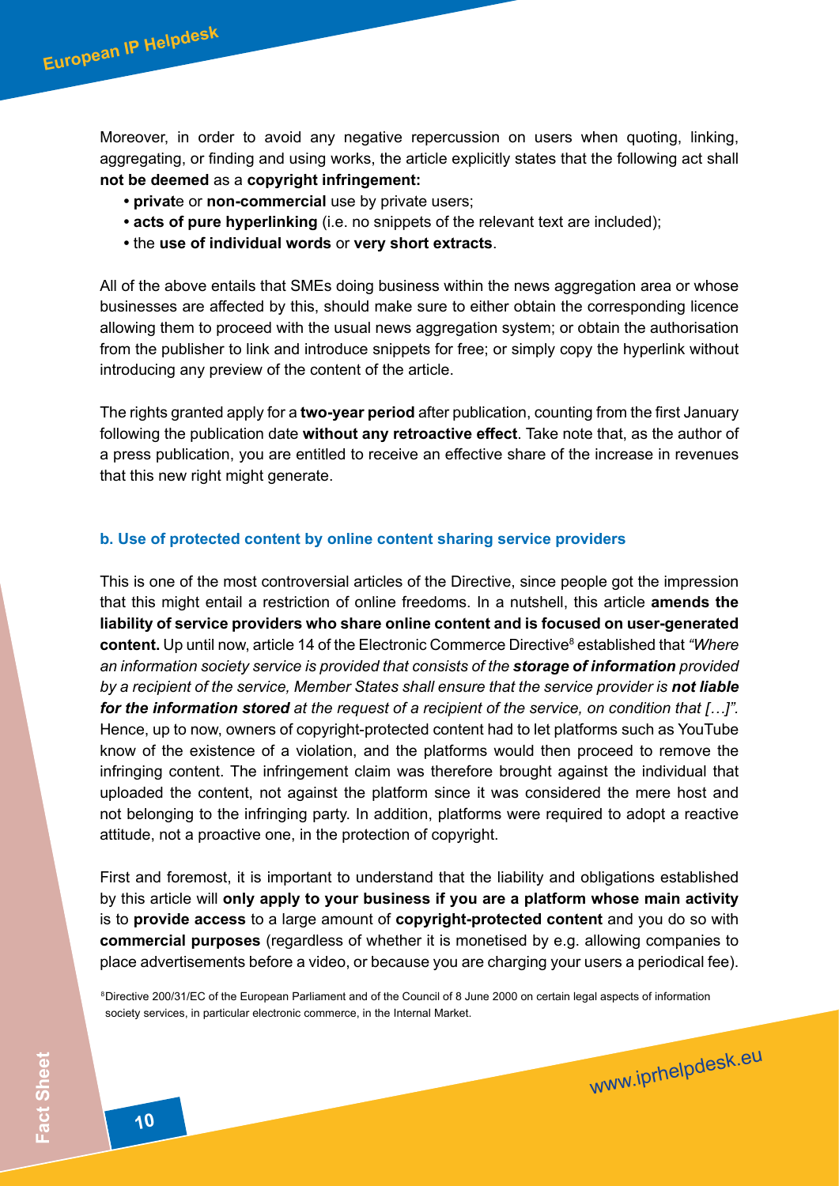Moreover, in order to avoid any negative repercussion on users when quoting, linking, aggregating, or finding and using works, the article explicitly states that the following act shall **not be deemed** as a **copyright infringement:**

- **privat**e or **non-commercial** use by private users;
- **acts of pure hyperlinking** (i.e. no snippets of the relevant text are included);
- the **use of individual words** or **very short extracts**.

All of the above entails that SMEs doing business within the news aggregation area or whose businesses are affected by this, should make sure to either obtain the corresponding licence allowing them to proceed with the usual news aggregation system; or obtain the authorisation from the publisher to link and introduce snippets for free; or simply copy the hyperlink without introducing any preview of the content of the article.

The rights granted apply for a **two-year period** after publication, counting from the first January following the publication date **without any retroactive effect**. Take note that, as the author of a press publication, you are entitled to receive an effective share of the increase in revenues that this new right might generate.

### b. Use of protected content by online content sharing service providers

This is one of the most controversial articles of the Directive, since people got the impression that this might entail a restriction of online freedoms. In a nutshell, this article **amends the liability of service providers who share online content and is focused on user-generated content.** Up until now, article 14 of the Electronic Commerce Directive[8] established that *"Where an information society service is provided that consists of the **storage of information** provided by a recipient of the service, Member States shall ensure that the service provider is **not liable for the information stored** at the request of a recipient of the service, on condition that […]".* Hence, up to now, owners of copyright-protected content had to let platforms such as YouTube know of the existence of a violation, and the platforms would then proceed to remove the infringing content. The infringement claim was therefore brought against the individual that uploaded the content, not against the platform since it was considered the mere host and not belonging to the infringing party. In addition, platforms were required to adopt a reactive attitude, not a proactive one, in the protection of copyright.

First and foremost, it is important to understand that the liability and obligations established by this article will **only apply to your business if you are a platform whose main activity** is to **provide access** to a large amount of **copyright-protected content** and you do so with **commercial purposes** (regardless of whether it is monetised by e.g. allowing companies to place advertisements before a video, or because you are charging your users a periodical fee).

[8] Directive 200/31/EC of the European Parliament and of the Council of 8 June 2000 on certain legal aspects of information society services, in particular electronic commerce, in the Internal Market.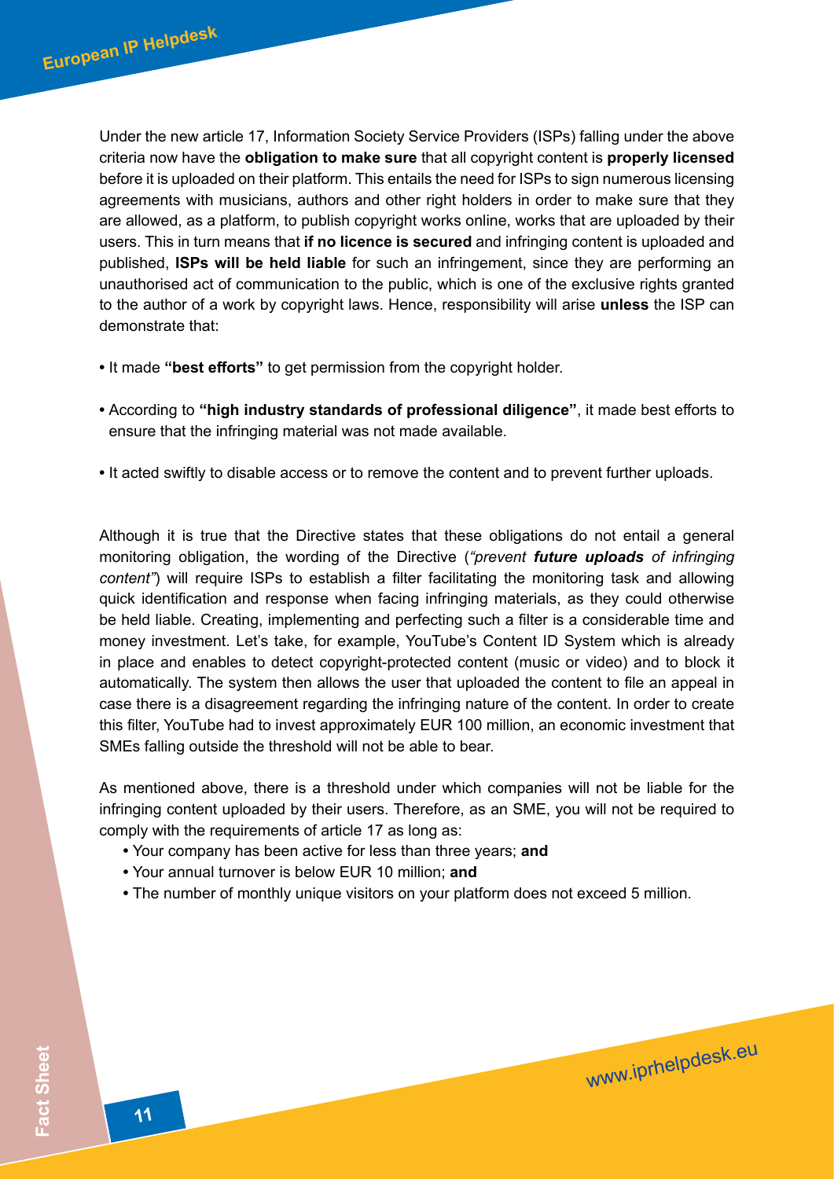Under the new article 17, Information Society Service Providers (ISPs) falling under the above criteria now have the **obligation to make sure** that all copyright content is **properly licensed** before it is uploaded on their platform. This entails the need for ISPs to sign numerous licensing agreements with musicians, authors and other right holders in order to make sure that they are allowed, as a platform, to publish copyright works online, works that are uploaded by their users. This in turn means that **if no licence is secured** and infringing content is uploaded and published, **ISPs will be held liable** for such an infringement, since they are performing an unauthorised act of communication to the public, which is one of the exclusive rights granted to the author of a work by copyright laws. Hence, responsibility will arise **unless** the ISP can demonstrate that:

- It made **"best efforts"** to get permission from the copyright holder.
- According to **"high industry standards of professional diligence"**, it made best efforts to ensure that the infringing material was not made available.
- It acted swiftly to disable access or to remove the content and to prevent further uploads.

Although it is true that the Directive states that these obligations do not entail a general monitoring obligation, the wording of the Directive (*"prevent **future uploads** of infringing content"*) will require ISPs to establish a filter facilitating the monitoring task and allowing quick identification and response when facing infringing materials, as they could otherwise be held liable. Creating, implementing and perfecting such a filter is a considerable time and money investment. Let's take, for example, YouTube's Content ID System which is already in place and enables to detect copyright-protected content (music or video) and to block it automatically. The system then allows the user that uploaded the content to file an appeal in case there is a disagreement regarding the infringing nature of the content. In order to create this filter, YouTube had to invest approximately EUR 100 million, an economic investment that SMEs falling outside the threshold will not be able to bear.

As mentioned above, there is a threshold under which companies will not be liable for the infringing content uploaded by their users. Therefore, as an SME, you will not be required to comply with the requirements of article 17 as long as:

- Your company has been active for less than three years; **and**
- Your annual turnover is below EUR 10 million; **and**
- The number of monthly unique visitors on your platform does not exceed 5 million.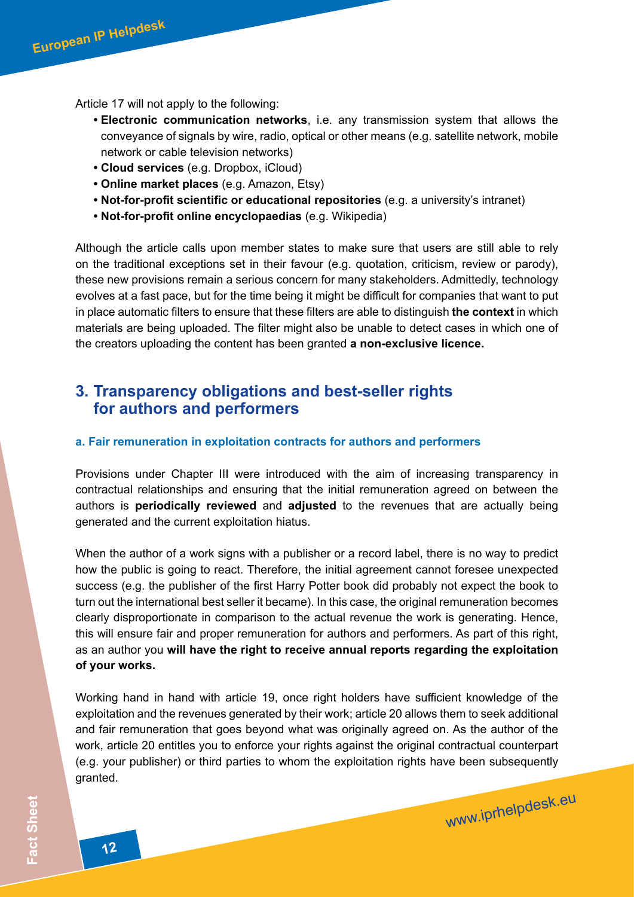Article 17 will not apply to the following:

- **Electronic communication networks**, i.e. any transmission system that allows the conveyance of signals by wire, radio, optical or other means (e.g. satellite network, mobile network or cable television networks)
- **Cloud services** (e.g. Dropbox, iCloud)
- **Online market places** (e.g. Amazon, Etsy)
- **Not-for-profit scientific or educational repositories** (e.g. a university's intranet)
- **Not-for-profit online encyclopaedias** (e.g. Wikipedia)

Although the article calls upon member states to make sure that users are still able to rely on the traditional exceptions set in their favour (e.g. quotation, criticism, review or parody), these new provisions remain a serious concern for many stakeholders. Admittedly, technology evolves at a fast pace, but for the time being it might be difficult for companies that want to put in place automatic filters to ensure that these filters are able to distinguish **the context** in which materials are being uploaded. The filter might also be unable to detect cases in which one of the creators uploading the content has been granted **a non-exclusive licence.**

## 3. Transparency obligations and best-seller rights for authors and performers

### a. Fair remuneration in exploitation contracts for authors and performers

Provisions under Chapter III were introduced with the aim of increasing transparency in contractual relationships and ensuring that the initial remuneration agreed on between the authors is **periodically reviewed** and **adjusted** to the revenues that are actually being generated and the current exploitation hiatus.

When the author of a work signs with a publisher or a record label, there is no way to predict how the public is going to react. Therefore, the initial agreement cannot foresee unexpected success (e.g. the publisher of the first Harry Potter book did probably not expect the book to turn out the international best seller it became). In this case, the original remuneration becomes clearly disproportionate in comparison to the actual revenue the work is generating. Hence, this will ensure fair and proper remuneration for authors and performers. As part of this right, as an author you **will have the right to receive annual reports regarding the exploitation of your works.**

Working hand in hand with article 19, once right holders have sufficient knowledge of the exploitation and the revenues generated by their work; article 20 allows them to seek additional and fair remuneration that goes beyond what was originally agreed on. As the author of the work, article 20 entitles you to enforce your rights against the original contractual counterpart (e.g. your publisher) or third parties to whom the exploitation rights have been subsequently granted.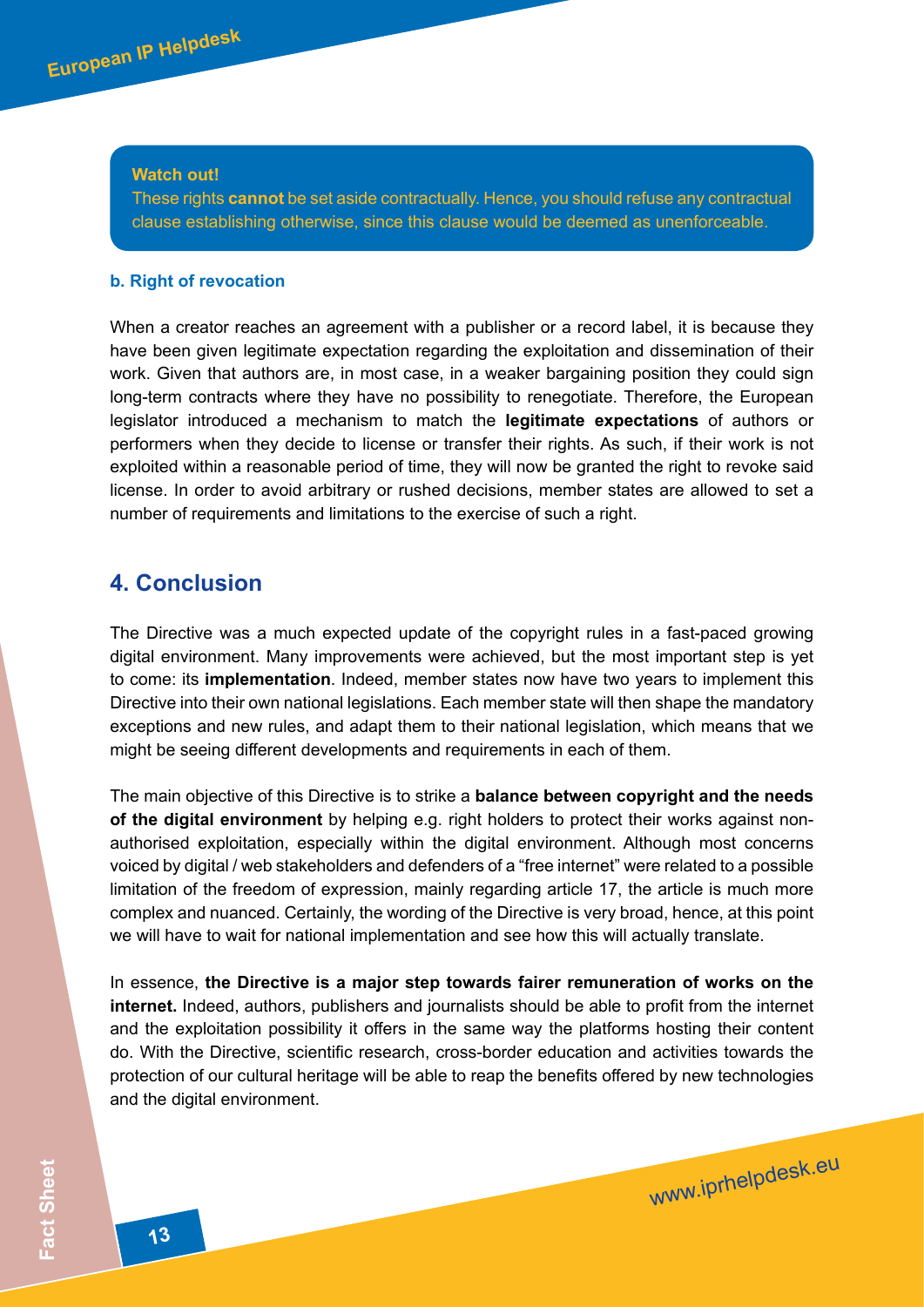**Watch out!**
These rights **cannot** be set aside contractually. Hence, you should refuse any contractual clause establishing otherwise, since this clause would be deemed as unenforceable.

**b. Right of revocation**

When a creator reaches an agreement with a publisher or a record label, it is because they have been given legitimate expectation regarding the exploitation and dissemination of their work. Given that authors are, in most case, in a weaker bargaining position they could sign long-term contracts where they have no possibility to renegotiate. Therefore, the European legislator introduced a mechanism to match the **legitimate expectations** of authors or performers when they decide to license or transfer their rights. As such, if their work is not exploited within a reasonable period of time, they will now be granted the right to revoke said license. In order to avoid arbitrary or rushed decisions, member states are allowed to set a number of requirements and limitations to the exercise of such a right.

## 4. Conclusion

The Directive was a much expected update of the copyright rules in a fast-paced growing digital environment. Many improvements were achieved, but the most important step is yet to come: its **implementation**. Indeed, member states now have two years to implement this Directive into their own national legislations. Each member state will then shape the mandatory exceptions and new rules, and adapt them to their national legislation, which means that we might be seeing different developments and requirements in each of them.

The main objective of this Directive is to strike a **balance between copyright and the needs of the digital environment** by helping e.g. right holders to protect their works against non-authorised exploitation, especially within the digital environment. Although most concerns voiced by digital / web stakeholders and defenders of a "free internet" were related to a possible limitation of the freedom of expression, mainly regarding article 17, the article is much more complex and nuanced. Certainly, the wording of the Directive is very broad, hence, at this point we will have to wait for national implementation and see how this will actually translate.

In essence, **the Directive is a major step towards fairer remuneration of works on the internet.** Indeed, authors, publishers and journalists should be able to profit from the internet and the exploitation possibility it offers in the same way the platforms hosting their content do. With the Directive, scientific research, cross-border education and activities towards the protection of our cultural heritage will be able to reap the benefits offered by new technologies and the digital environment.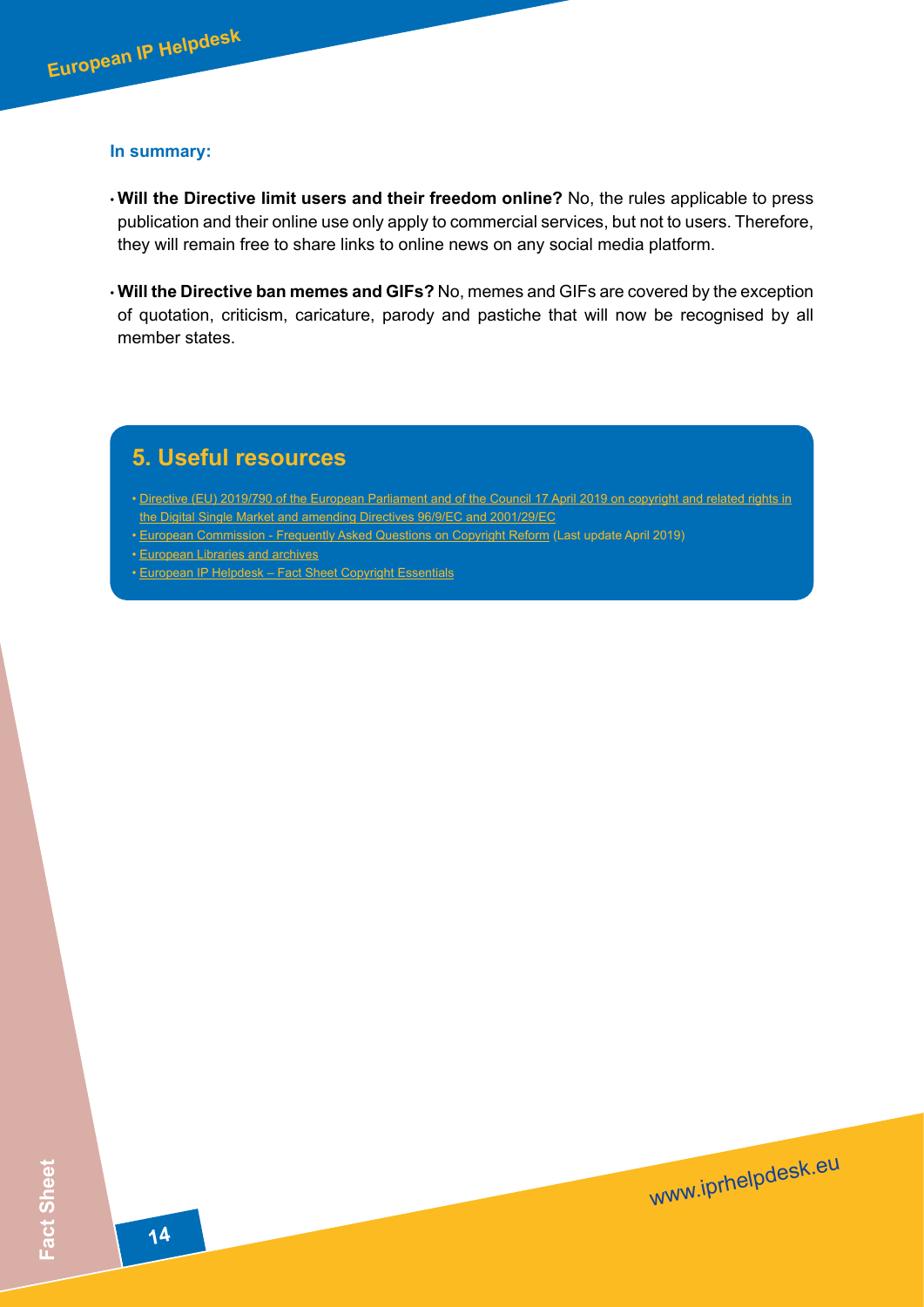**In summary:**

- **Will the Directive limit users and their freedom online?** No, the rules applicable to press publication and their online use only apply to commercial services, but not to users. Therefore, they will remain free to share links to online news on any social media platform.
- **Will the Directive ban memes and GIFs?** No, memes and GIFs are covered by the exception of quotation, criticism, caricature, parody and pastiche that will now be recognised by all member states.

## 5. Useful resources

- Directive (EU) 2019/790 of the European Parliament and of the Council 17 April 2019 on copyright and related rights in the Digital Single Market and amending Directives 96/9/EC and 2001/29/EC
- European Commission - Frequently Asked Questions on Copyright Reform (Last update April 2019)
- European Libraries and archives
- European IP Helpdesk – Fact Sheet Copyright Essentials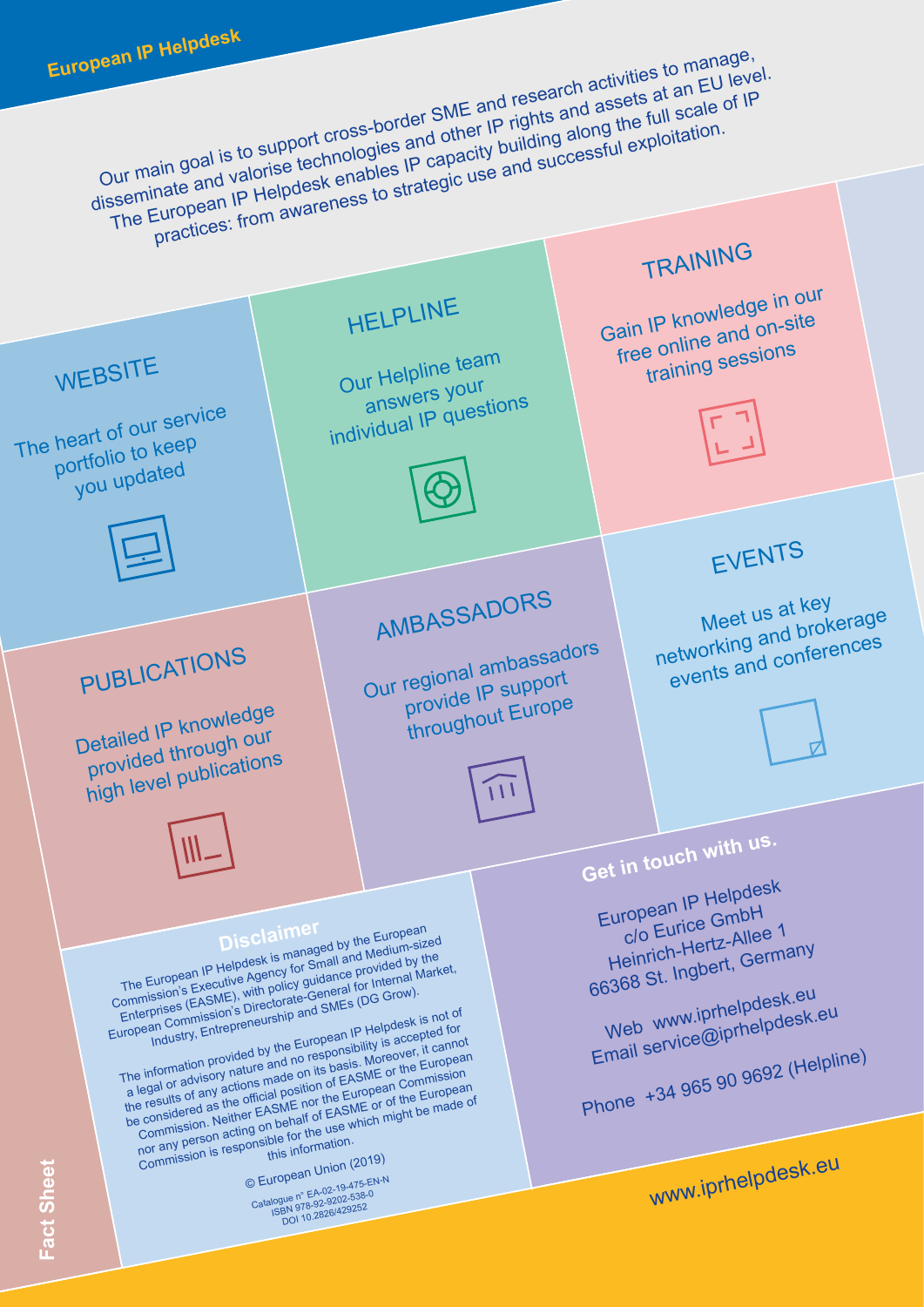European IP Helpdesk

Our main goal is to support cross-border SME and research activities to manage, disseminate and valorise technologies and other IP rights and assets at an EU level. The European IP Helpdesk enables IP capacity building along the full scale of IP practices: from awareness to strategic use and successful exploitation.

## WEBSITE

The heart of our service portfolio to keep you updated

## HELPLINE

Our Helpline team answers your individual IP questions

## TRAINING

Gain IP knowledge in our free online and on-site training sessions

## PUBLICATIONS

Detailed IP knowledge provided through our high level publications

## AMBASSADORS

Our regional ambassadors provide IP support throughout Europe

## EVENTS

Meet us at key networking and brokerage events and conferences

## Disclaimer

The European IP Helpdesk is managed by the European Commission's Executive Agency for Small and Medium-sized Enterprises (EASME), with policy guidance provided by the European Commission's Directorate-General for Internal Market, Industry, Entrepreneurship and SMEs (DG Grow).

The information provided by the European IP Helpdesk is not of a legal or advisory nature and no responsibility is accepted for the results of any actions made on its basis. Moreover, it cannot be considered as the official position of EASME or the European Commission. Neither EASME nor the European Commission nor any person acting on behalf of EASME or of the European Commission is responsible for the use which might be made of this information.

© European Union (2019)

Catalogue n° EA-02-19-475-EN-N
ISBN 978-92-9202-538-0
DOI 10.2826/429252

## Get in touch with us.

European IP Helpdesk
c/o Eurice GmbH
Heinrich-Hertz-Allee 1
66368 St. Ingbert, Germany

Web www.iprhelpdesk.eu
Email service@iprhelpdesk.eu

Phone +34 965 90 9692 (Helpline)

www.iprhelpdesk.eu

Fact Sheet